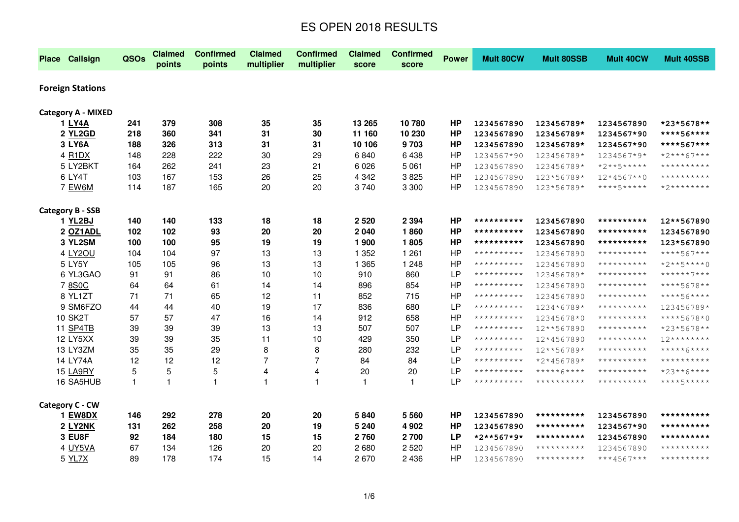# ES OPEN 2018 RESULTS

| Place | Callsign | QSOs | Claimed points | Confirmed points | Claimed multiplier | Confirmed multiplier | Claimed score | Confirmed score | Power | Mult 80CW | Mult 80SSB | Mult 40CW | Mult 40SSB |
|---|---|---|---|---|---|---|---|---|---|---|---|---|---|
| **Foreign Stations** | | | | | | | | | | | | | |
| **Category A - MIXED** | | | | | | | | | | | | | |
| **1** | **LY4A** | **241** | **379** | **308** | **35** | **35** | **13 265** | **10 780** | **HP** | **1234567890** | **123456789*** | **1234567890** | ***23*5678**** |
| **2** | **YL2GD** | **218** | **360** | **341** | **31** | **30** | **11 160** | **10 230** | **HP** | **1234567890** | **123456789*** | **1234567*90** | *****56***** |
| **3** | **LY6A** | **188** | **326** | **313** | **31** | **31** | **10 106** | **9 703** | **HP** | **1234567890** | **123456789*** | **1234567*90** | *****567**** |
| 4 | R1DX | 148 | 228 | 222 | 30 | 29 | 6 840 | 6 438 | HP | 1234567*90 | 123456789* | 1234567*9* | *2***67*** |
| 5 | LY2BKT | 164 | 262 | 241 | 23 | 21 | 6 026 | 5 061 | HP | 1234567890 | 123456789* | *2**5***** | ********** |
| 6 | LY4T | 103 | 167 | 153 | 26 | 25 | 4 342 | 3 825 | HP | 1234567890 | 123*56789* | 12*4567**0 | ********** |
| 7 | EW6M | 114 | 187 | 165 | 20 | 20 | 3 740 | 3 300 | HP | 1234567890 | 123*56789* | ****5***** | *2******** |
| **Category B - SSB** | | | | | | | | | | | | | |
| **1** | **YL2BJ** | **140** | **140** | **133** | **18** | **18** | **2 520** | **2 394** | **HP** | ************ | **1234567890** | ************ | **12**567890** |
| **2** | **OZ1ADL** | **102** | **102** | **93** | **20** | **20** | **2 040** | **1 860** | **HP** | ************ | **1234567890** | ************ | **1234567890** |
| **3** | **YL2SM** | **100** | **100** | **95** | **19** | **19** | **1 900** | **1 805** | **HP** | ************ | **1234567890** | ************ | **123*567890** |
| 4 | LY2OU | 104 | 104 | 97 | 13 | 13 | 1 352 | 1 261 | HP | ********** | 1234567890 | ********** | ****567*** |
| 5 | LY5Y | 105 | 105 | 96 | 13 | 13 | 1 365 | 1 248 | HP | ********** | 1234567890 | ********** | *2**5****0 |
| 6 | YL3GAO | 91 | 91 | 86 | 10 | 10 | 910 | 860 | LP | ********** | 123456789* | ********** | ******7*** |
| 7 | 8S0C | 64 | 64 | 61 | 14 | 14 | 896 | 854 | HP | ********** | 1234567890 | ********** | ****5678** |
| 8 | YL1ZT | 71 | 71 | 65 | 12 | 11 | 852 | 715 | HP | ********** | 1234567890 | ********** | ****56**** |
| 9 | SM6FZO | 44 | 44 | 40 | 19 | 17 | 836 | 680 | LP | ********** | 1234*6789* | ********** | 123456789* |
| 10 | SK2T | 57 | 57 | 47 | 16 | 14 | 912 | 658 | HP | ********** | 12345678*0 | ********** | ****5678*0 |
| 11 | SP4TB | 39 | 39 | 39 | 13 | 13 | 507 | 507 | LP | ********** | 12**567890 | ********** | *23*5678** |
| 12 | LY5XX | 39 | 39 | 35 | 11 | 10 | 429 | 350 | LP | ********** | 12*4567890 | ********** | 12******** |
| 13 | LY3ZM | 35 | 35 | 29 | 8 | 8 | 280 | 232 | LP | ********** | 12**56789* | ********** | *****6**** |
| 14 | LY74A | 12 | 12 | 12 | 7 | 7 | 84 | 84 | LP | ********** | *2*456789* | ********** | ********** |
| 15 | LA9RY | 5 | 5 | 5 | 4 | 4 | 20 | 20 | LP | ********** | *****6**** | ********** | *23**6**** |
| 16 | SA5HUB | 1 | 1 | 1 | 1 | 1 | 1 | 1 | LP | ********** | ********** | ********** | ****5***** |
| **Category C - CW** | | | | | | | | | | | | | |
| **1** | **EW8DX** | **146** | **292** | **278** | **20** | **20** | **5 840** | **5 560** | **HP** | **1234567890** | ************ | **1234567890** | ************ |
| **2** | **LY2NK** | **131** | **262** | **258** | **20** | **19** | **5 240** | **4 902** | **HP** | **1234567890** | ************ | **1234567*90** | ************ |
| **3** | **EU8F** | **92** | **184** | **180** | **15** | **15** | **2 760** | **2 700** | **LP** | ***2**567*9*** | ************ | **1234567890** | ************ |
| 4 | UY5VA | 67 | 134 | 126 | 20 | 20 | 2 680 | 2 520 | HP | 1234567890 | ********** | 1234567890 | ********** |
| 5 | YL7X | 89 | 178 | 174 | 15 | 14 | 2 670 | 2 436 | HP | 1234567890 | ********** | ***4567*** | ********** |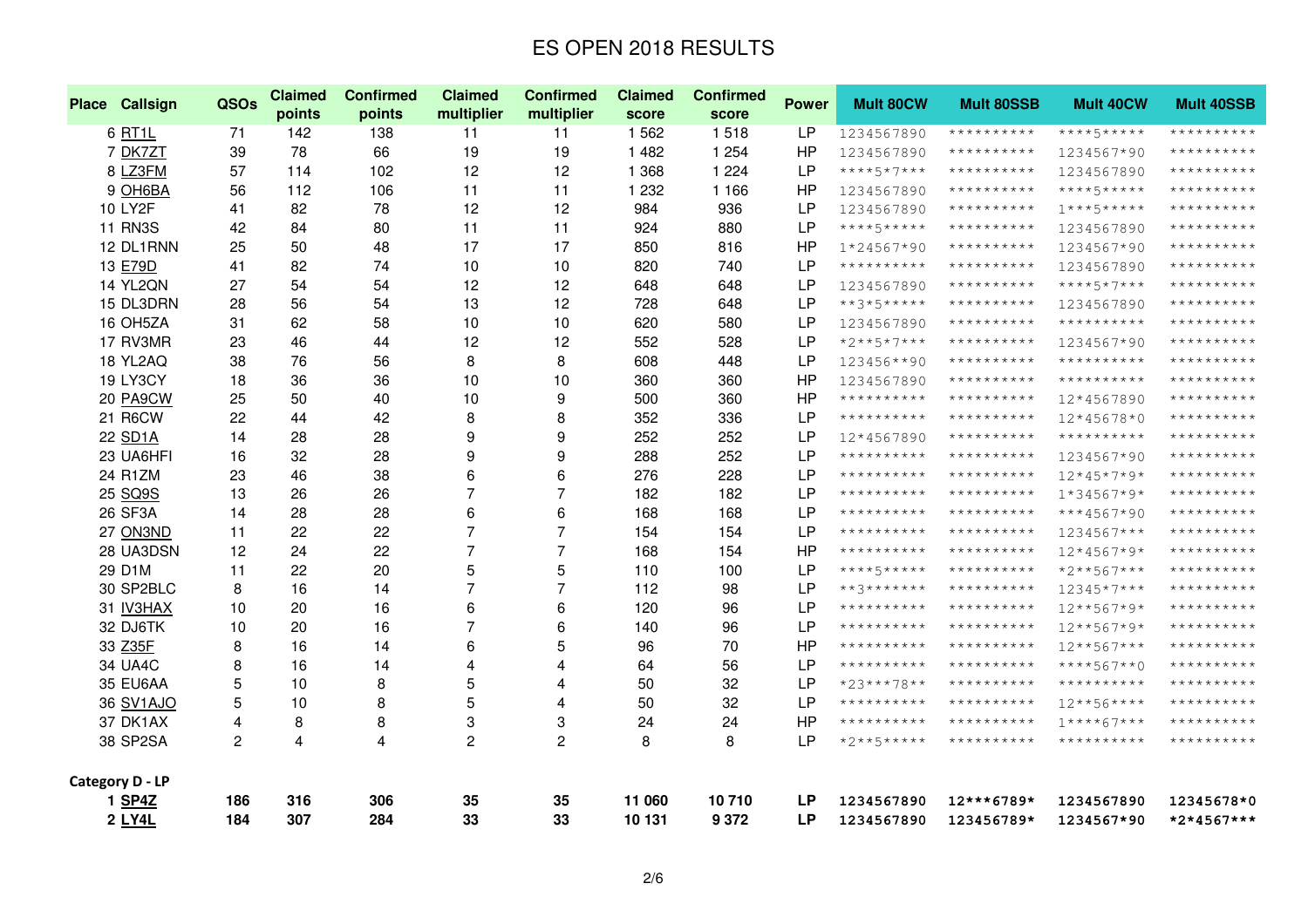# ES OPEN 2018 RESULTS

| Place | Callsign | QSOs | Claimed points | Confirmed points | Claimed multiplier | Confirmed multiplier | Claimed score | Confirmed score | Power | Mult 80CW | Mult 80SSB | Mult 40CW | Mult 40SSB |
|---|---|---|---|---|---|---|---|---|---|---|---|---|---|
| 6 | RT1L | 71 | 142 | 138 | 11 | 11 | 1 562 | 1 518 | LP | 1234567890 | ********** | ****5***** | ********** |
| 7 | DK7ZT | 39 | 78 | 66 | 19 | 19 | 1 482 | 1 254 | HP | 1234567890 | ********** | 1234567*90 | ********** |
| 8 | LZ3FM | 57 | 114 | 102 | 12 | 12 | 1 368 | 1 224 | LP | ****5*7*** | ********** | 1234567890 | ********** |
| 9 | OH6BA | 56 | 112 | 106 | 11 | 11 | 1 232 | 1 166 | HP | 1234567890 | ********** | ****5***** | ********** |
| 10 | LY2F | 41 | 82 | 78 | 12 | 12 | 984 | 936 | LP | 1234567890 | ********** | 1***5***** | ********** |
| 11 | RN3S | 42 | 84 | 80 | 11 | 11 | 924 | 880 | LP | ****5***** | ********** | 1234567890 | ********** |
| 12 | DL1RNN | 25 | 50 | 48 | 17 | 17 | 850 | 816 | HP | 1*24567*90 | ********** | 1234567*90 | ********** |
| 13 | E79D | 41 | 82 | 74 | 10 | 10 | 820 | 740 | LP | ********** | ********** | 1234567890 | ********** |
| 14 | YL2QN | 27 | 54 | 54 | 12 | 12 | 648 | 648 | LP | 1234567890 | ********** | ****5*7*** | ********** |
| 15 | DL3DRN | 28 | 56 | 54 | 13 | 12 | 728 | 648 | LP | **3*5***** | ********** | 1234567890 | ********** |
| 16 | OH5ZA | 31 | 62 | 58 | 10 | 10 | 620 | 580 | LP | 1234567890 | ********** | ********** | ********** |
| 17 | RV3MR | 23 | 46 | 44 | 12 | 12 | 552 | 528 | LP | *2**5*7*** | ********** | 1234567*90 | ********** |
| 18 | YL2AQ | 38 | 76 | 56 | 8 | 8 | 608 | 448 | LP | 123456**90 | ********** | ********** | ********** |
| 19 | LY3CY | 18 | 36 | 36 | 10 | 10 | 360 | 360 | HP | 1234567890 | ********** | ********** | ********** |
| 20 | PA9CW | 25 | 50 | 40 | 10 | 9 | 500 | 360 | HP | ********** | ********** | 12*4567890 | ********** |
| 21 | R6CW | 22 | 44 | 42 | 8 | 8 | 352 | 336 | LP | ********** | ********** | 12*45678*0 | ********** |
| 22 | SD1A | 14 | 28 | 28 | 9 | 9 | 252 | 252 | LP | 12*4567890 | ********** | ********** | ********** |
| 23 | UA6HFI | 16 | 32 | 28 | 9 | 9 | 288 | 252 | LP | ********** | ********** | 1234567*90 | ********** |
| 24 | R1ZM | 23 | 46 | 38 | 6 | 6 | 276 | 228 | LP | ********** | ********** | 12*45*7*9* | ********** |
| 25 | SQ9S | 13 | 26 | 26 | 7 | 7 | 182 | 182 | LP | ********** | ********** | 1*34567*9* | ********** |
| 26 | SF3A | 14 | 28 | 28 | 6 | 6 | 168 | 168 | LP | ********** | ********** | ***4567*90 | ********** |
| 27 | ON3ND | 11 | 22 | 22 | 7 | 7 | 154 | 154 | LP | ********** | ********** | 1234567*** | ********** |
| 28 | UA3DSN | 12 | 24 | 22 | 7 | 7 | 168 | 154 | HP | ********** | ********** | 12*4567*9* | ********** |
| 29 | D1M | 11 | 22 | 20 | 5 | 5 | 110 | 100 | LP | ****5***** | ********** | *2**567*** | ********** |
| 30 | SP2BLC | 8 | 16 | 14 | 7 | 7 | 112 | 98 | LP | **3******* | ********** | 12345*7*** | ********** |
| 31 | IV3HAX | 10 | 20 | 16 | 6 | 6 | 120 | 96 | LP | ********** | ********** | 12**567*9* | ********** |
| 32 | DJ6TK | 10 | 20 | 16 | 7 | 6 | 140 | 96 | LP | ********** | ********** | 12**567*9* | ********** |
| 33 | Z35F | 8 | 16 | 14 | 6 | 5 | 96 | 70 | HP | ********** | ********** | 12**567*** | ********** |
| 34 | UA4C | 8 | 16 | 14 | 4 | 4 | 64 | 56 | LP | ********** | ********** | ****567**0 | ********** |
| 35 | EU6AA | 5 | 10 | 8 | 5 | 4 | 50 | 32 | LP | *23***78** | ********** | ********** | ********** |
| 36 | SV1AJO | 5 | 10 | 8 | 5 | 4 | 50 | 32 | LP | ********** | ********** | 12**56**** | ********** |
| 37 | DK1AX | 4 | 8 | 8 | 3 | 3 | 24 | 24 | HP | ********** | ********** | 1****67*** | ********** |
| 38 | SP2SA | 2 | 4 | 4 | 2 | 2 | 8 | 8 | LP | *2**5***** | ********** | ********** | ********** |

**Category D - LP**

| Place | Callsign | QSOs | Claimed points | Confirmed points | Claimed multiplier | Confirmed multiplier | Claimed score | Confirmed score | Power | Mult 80CW | Mult 80SSB | Mult 40CW | Mult 40SSB |
|---|---|---|---|---|---|---|---|---|---|---|---|---|---|
| **1** | **SP4Z** | **186** | **316** | **306** | **35** | **35** | **11 060** | **10 710** | **LP** | **1234567890** | **12***6789*** | **1234567890** | **12345678*0** |
| **2** | **LY4L** | **184** | **307** | **284** | **33** | **33** | **10 131** | **9 372** | **LP** | **1234567890** | **123456789*** | **1234567*90** | ***2*4567***** |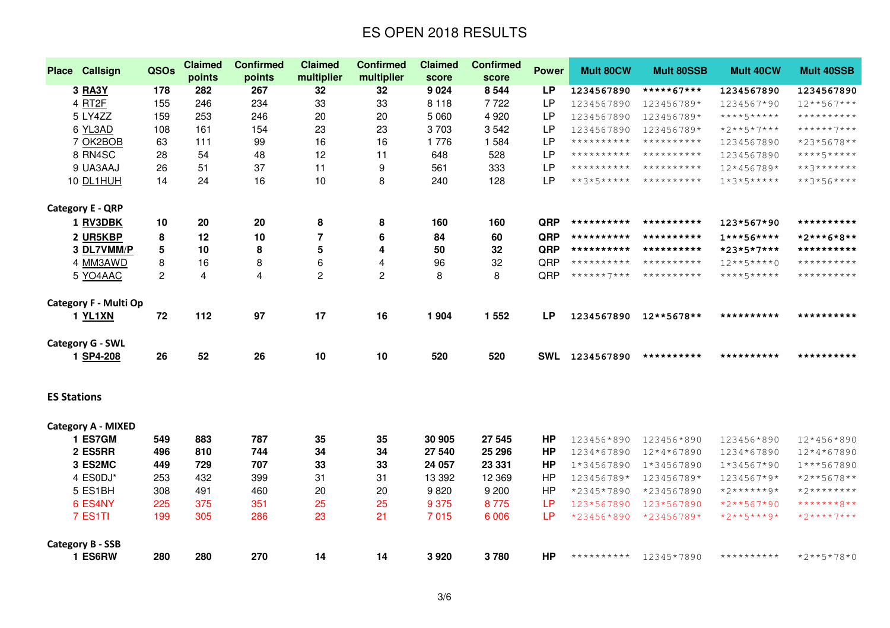# ES OPEN 2018 RESULTS

| Place | Callsign | QSOs | Claimed points | Confirmed points | Claimed multiplier | Confirmed multiplier | Claimed score | Confirmed score | Power | Mult 80CW | Mult 80SSB | Mult 40CW | Mult 40SSB |
|---|---|---|---|---|---|---|---|---|---|---|---|---|---|
| **3** | **RA3Y** | **178** | **282** | **267** | **32** | **32** | **9 024** | **8 544** | **LP** | **1234567890** | **\*\*\*\*\*67\*\*\*** | **1234567890** | **1234567890** |
| 4 | RT2F | 155 | 246 | 234 | 33 | 33 | 8 118 | 7 722 | LP | 1234567890 | 123456789* | 1234567*90 | 12**567*** |
| 5 | LY4ZZ | 159 | 253 | 246 | 20 | 20 | 5 060 | 4 920 | LP | 1234567890 | 123456789* | ****5***** | ********** |
| 6 | YL3AD | 108 | 161 | 154 | 23 | 23 | 3 703 | 3 542 | LP | 1234567890 | 123456789* | *2**5*7*** | ******7*** |
| 7 | OK2BOB | 63 | 111 | 99 | 16 | 16 | 1 776 | 1 584 | LP | ********** | ********** | 1234567890 | *23*5678** |
| 8 | RN4SC | 28 | 54 | 48 | 12 | 11 | 648 | 528 | LP | ********** | ********** | 1234567890 | ****5***** |
| 9 | UA3AAJ | 26 | 51 | 37 | 11 | 9 | 561 | 333 | LP | ********** | ********** | 12*456789* | **3******* |
| 10 | DL1HUH | 14 | 24 | 16 | 10 | 8 | 240 | 128 | LP | **3*5***** | ********** | 1*3*5***** | **3*56**** |

**Category E - QRP**

| Place | Callsign | QSOs | Claimed points | Confirmed points | Claimed multiplier | Confirmed multiplier | Claimed score | Confirmed score | Power | Mult 80CW | Mult 80SSB | Mult 40CW | Mult 40SSB |
|---|---|---|---|---|---|---|---|---|---|---|---|---|---|
| **1** | **RV3DBK** | **10** | **20** | **20** | **8** | **8** | **160** | **160** | **QRP** | **\*\*\*\*\*\*\*\*\*\*** | **\*\*\*\*\*\*\*\*\*\*** | **123\*567\*90** | **\*\*\*\*\*\*\*\*\*\*** |
| **2** | **UR5KBP** | **8** | **12** | **10** | **7** | **6** | **84** | **60** | **QRP** | **\*\*\*\*\*\*\*\*\*\*** | **\*\*\*\*\*\*\*\*\*\*** | **1\*\*\*56\*\*\*\*** | **\*2\*\*\*6\*8\*\*** |
| **3** | **DL7VMM/P** | **5** | **10** | **8** | **5** | **4** | **50** | **32** | **QRP** | **\*\*\*\*\*\*\*\*\*\*** | **\*\*\*\*\*\*\*\*\*\*** | **\*23\*5\*7\*\*\*** | **\*\*\*\*\*\*\*\*\*\*** |
| 4 | MM3AWD | 8 | 16 | 8 | 6 | 4 | 96 | 32 | QRP | ********** | ********** | 12**5****0 | ********** |
| 5 | YO4AAC | 2 | 4 | 4 | 2 | 2 | 8 | 8 | QRP | ******7*** | ********** | ****5***** | ********** |

**Category F - Multi Op**

| Place | Callsign | QSOs | Claimed points | Confirmed points | Claimed multiplier | Confirmed multiplier | Claimed score | Confirmed score | Power | Mult 80CW | Mult 80SSB | Mult 40CW | Mult 40SSB |
|---|---|---|---|---|---|---|---|---|---|---|---|---|---|
| **1** | **YL1XN** | **72** | **112** | **97** | **17** | **16** | **1 904** | **1 552** | **LP** | **1234567890** | **12\*\*5678\*\*** | **\*\*\*\*\*\*\*\*\*\*** | **\*\*\*\*\*\*\*\*\*\*** |

**Category G - SWL**

| Place | Callsign | QSOs | Claimed points | Confirmed points | Claimed multiplier | Confirmed multiplier | Claimed score | Confirmed score | Power | Mult 80CW | Mult 80SSB | Mult 40CW | Mult 40SSB |
|---|---|---|---|---|---|---|---|---|---|---|---|---|---|
| **1** | **SP4-208** | **26** | **52** | **26** | **10** | **10** | **520** | **520** | **SWL** | **1234567890** | **\*\*\*\*\*\*\*\*\*\*** | **\*\*\*\*\*\*\*\*\*\*** | **\*\*\*\*\*\*\*\*\*\*** |

## ES Stations

**Category A - MIXED**

| Place | Callsign | QSOs | Claimed points | Confirmed points | Claimed multiplier | Confirmed multiplier | Claimed score | Confirmed score | Power | Mult 80CW | Mult 80SSB | Mult 40CW | Mult 40SSB |
|---|---|---|---|---|---|---|---|---|---|---|---|---|---|
| **1** | **ES7GM** | **549** | **883** | **787** | **35** | **35** | **30 905** | **27 545** | **HP** | 123456*890 | 123456*890 | 123456*890 | 12*456*890 |
| **2** | **ES5RR** | **496** | **810** | **744** | **34** | **34** | **27 540** | **25 296** | **HP** | 1234*67890 | 12*4*67890 | 1234*67890 | 12*4*67890 |
| **3** | **ES2MC** | **449** | **729** | **707** | **33** | **33** | **24 057** | **23 331** | **HP** | 1*34567890 | 1*34567890 | 1*34567*90 | 1***567890 |
| 4 | ES0DJ* | 253 | 432 | 399 | 31 | 31 | 13 392 | 12 369 | HP | 123456789* | 123456789* | 1234567*9* | *2**5678** |
| 5 | ES1BH | 308 | 491 | 460 | 20 | 20 | 9 820 | 9 200 | HP | *2345*7890 | *234567890 | *2******9* | *2******** |
| 6 | ES4NY | 225 | 375 | 351 | 25 | 25 | 9 375 | 8 775 | LP | 123*567890 | 123*567890 | *2**567*90 | *******8** |
| 7 | ES1TI | 199 | 305 | 286 | 23 | 21 | 7 015 | 6 006 | LP | *23456*890 | *23456789* | *2**5***9* | *2****7*** |

**Category B - SSB**

| Place | Callsign | QSOs | Claimed points | Confirmed points | Claimed multiplier | Confirmed multiplier | Claimed score | Confirmed score | Power | Mult 80CW | Mult 80SSB | Mult 40CW | Mult 40SSB |
|---|---|---|---|---|---|---|---|---|---|---|---|---|---|
| **1** | **ES6RW** | **280** | **280** | **270** | **14** | **14** | **3 920** | **3 780** | **HP** | ********** | 12345*7890 | ********** | *2**5*78*0 |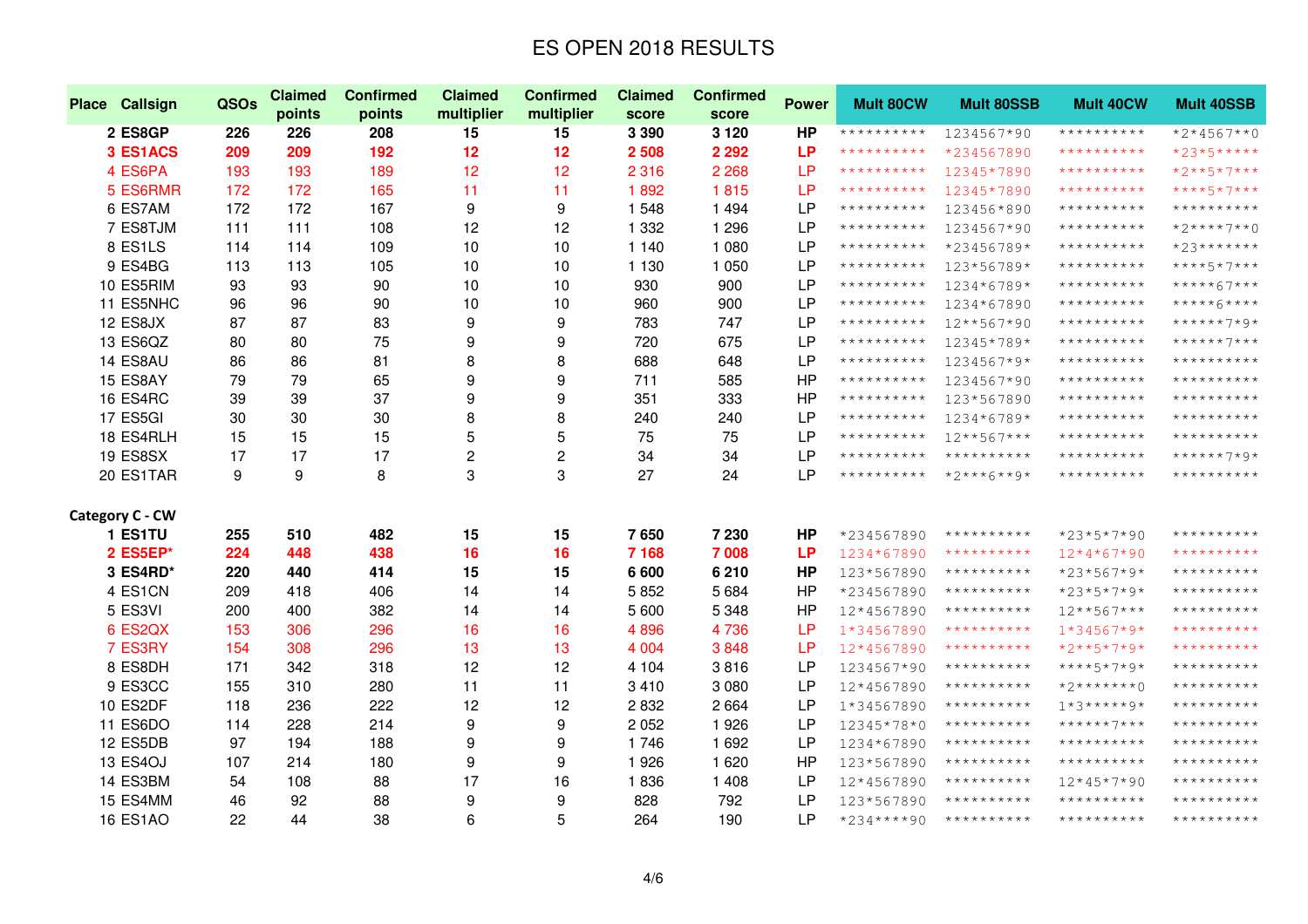# ES OPEN 2018 RESULTS

| Place | Callsign | QSOs | Claimed points | Confirmed points | Claimed multiplier | Confirmed multiplier | Claimed score | Confirmed score | Power | Mult 80CW | Mult 80SSB | Mult 40CW | Mult 40SSB |
|---|---|---|---|---|---|---|---|---|---|---|---|---|---|
| **2** | **ES8GP** | **226** | **226** | **208** | **15** | **15** | **3 390** | **3 120** | **HP** | ********** | 1234567*90 | ********** | *2*4567**0 |
| **3** | **ES1ACS** | **209** | **209** | **192** | **12** | **12** | **2 508** | **2 292** | **LP** | ********** | *234567890 | ********** | *23*5***** |
| 4 | ES6PA | 193 | 193 | 189 | 12 | 12 | 2 316 | 2 268 | LP | ********** | 12345*7890 | ********** | *2**5*7*** |
| 5 | ES6RMR | 172 | 172 | 165 | 11 | 11 | 1 892 | 1 815 | LP | ********** | 12345*7890 | ********** | ****5*7*** |
| 6 | ES7AM | 172 | 172 | 167 | 9 | 9 | 1 548 | 1 494 | LP | ********** | 123456*890 | ********** | ********** |
| 7 | ES8TJM | 111 | 111 | 108 | 12 | 12 | 1 332 | 1 296 | LP | ********** | 1234567*90 | ********** | *2****7**0 |
| 8 | ES1LS | 114 | 114 | 109 | 10 | 10 | 1 140 | 1 080 | LP | ********** | *23456789* | ********** | *23******* |
| 9 | ES4BG | 113 | 113 | 105 | 10 | 10 | 1 130 | 1 050 | LP | ********** | 123*56789* | ********** | ****5*7*** |
| 10 | ES5RIM | 93 | 93 | 90 | 10 | 10 | 930 | 900 | LP | ********** | 1234*6789* | ********** | *****67*** |
| 11 | ES5NHC | 96 | 96 | 90 | 10 | 10 | 960 | 900 | LP | ********** | 1234*67890 | ********** | *****6**** |
| 12 | ES8JX | 87 | 87 | 83 | 9 | 9 | 783 | 747 | LP | ********** | 12**567*90 | ********** | ******7*9* |
| 13 | ES6QZ | 80 | 80 | 75 | 9 | 9 | 720 | 675 | LP | ********** | 12345*789* | ********** | ******7*** |
| 14 | ES8AU | 86 | 86 | 81 | 8 | 8 | 688 | 648 | LP | ********** | 1234567*9* | ********** | ********** |
| 15 | ES8AY | 79 | 79 | 65 | 9 | 9 | 711 | 585 | HP | ********** | 1234567*90 | ********** | ********** |
| 16 | ES4RC | 39 | 39 | 37 | 9 | 9 | 351 | 333 | HP | ********** | 123*567890 | ********** | ********** |
| 17 | ES5GI | 30 | 30 | 30 | 8 | 8 | 240 | 240 | LP | ********** | 1234*6789* | ********** | ********** |
| 18 | ES4RLH | 15 | 15 | 15 | 5 | 5 | 75 | 75 | LP | ********** | 12**567*** | ********** | ********** |
| 19 | ES8SX | 17 | 17 | 17 | 2 | 2 | 34 | 34 | LP | ********** | ********** | ********** | ******7*9* |
| 20 | ES1TAR | 9 | 9 | 8 | 3 | 3 | 27 | 24 | LP | ********** | *2***6**9* | ********** | ********** |

## Category C - CW

| Place | Callsign | QSOs | Claimed points | Confirmed points | Claimed multiplier | Confirmed multiplier | Claimed score | Confirmed score | Power | Mult 80CW | Mult 80SSB | Mult 40CW | Mult 40SSB |
|---|---|---|---|---|---|---|---|---|---|---|---|---|---|
| **1** | **ES1TU** | **255** | **510** | **482** | **15** | **15** | **7 650** | **7 230** | **HP** | *234567890 | ********** | *23*5*7*90 | ********** |
| **2** | **ES5EP*** | **224** | **448** | **438** | **16** | **16** | **7 168** | **7 008** | **LP** | 1234*67890 | ********** | 12*4*67*90 | ********** |
| **3** | **ES4RD*** | **220** | **440** | **414** | **15** | **15** | **6 600** | **6 210** | **HP** | 123*567890 | ********** | *23*567*9* | ********** |
| 4 | ES1CN | 209 | 418 | 406 | 14 | 14 | 5 852 | 5 684 | HP | *234567890 | ********** | *23*5*7*9* | ********** |
| 5 | ES3VI | 200 | 400 | 382 | 14 | 14 | 5 600 | 5 348 | HP | 12*4567890 | ********** | 12**567*** | ********** |
| 6 | ES2QX | 153 | 306 | 296 | 16 | 16 | 4 896 | 4 736 | LP | 1*34567890 | ********** | 1*34567*9* | ********** |
| 7 | ES3RY | 154 | 308 | 296 | 13 | 13 | 4 004 | 3 848 | LP | 12*4567890 | ********** | *2**5*7*9* | ********** |
| 8 | ES8DH | 171 | 342 | 318 | 12 | 12 | 4 104 | 3 816 | LP | 1234567*90 | ********** | ****5*7*9* | ********** |
| 9 | ES3CC | 155 | 310 | 280 | 11 | 11 | 3 410 | 3 080 | LP | 12*4567890 | ********** | *2*******0 | ********** |
| 10 | ES2DF | 118 | 236 | 222 | 12 | 12 | 2 832 | 2 664 | LP | 1*34567890 | ********** | 1*3*****9* | ********** |
| 11 | ES6DO | 114 | 228 | 214 | 9 | 9 | 2 052 | 1 926 | LP | 12345*78*0 | ********** | ******7*** | ********** |
| 12 | ES5DB | 97 | 194 | 188 | 9 | 9 | 1 746 | 1 692 | LP | 1234*67890 | ********** | ********** | ********** |
| 13 | ES4OJ | 107 | 214 | 180 | 9 | 9 | 1 926 | 1 620 | HP | 123*567890 | ********** | ********** | ********** |
| 14 | ES3BM | 54 | 108 | 88 | 17 | 16 | 1 836 | 1 408 | LP | 12*4567890 | ********** | 12*45*7*90 | ********** |
| 15 | ES4MM | 46 | 92 | 88 | 9 | 9 | 828 | 792 | LP | 123*567890 | ********** | ********** | ********** |
| 16 | ES1AO | 22 | 44 | 38 | 6 | 5 | 264 | 190 | LP | *234****90 | ********** | ********** | ********** |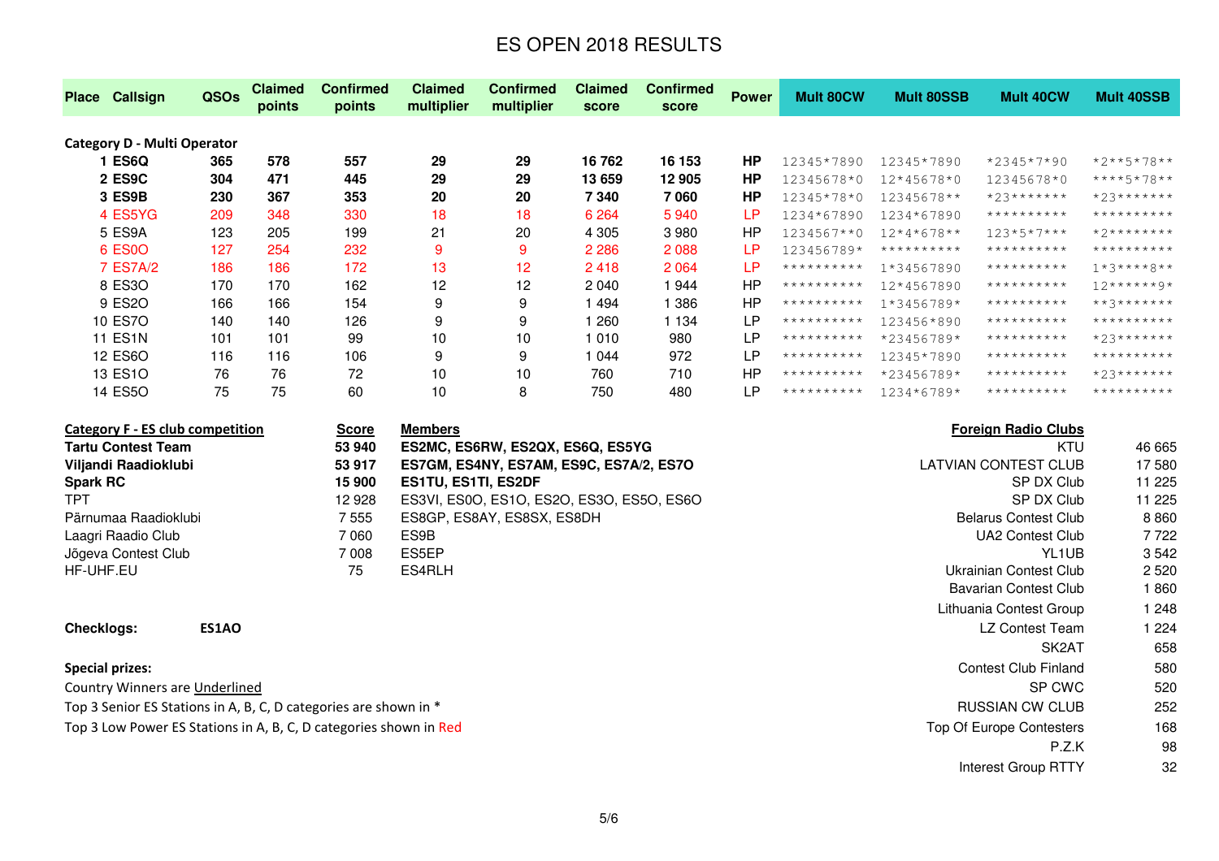# ES OPEN 2018 RESULTS

| Place | Callsign | QSOs | Claimed points | Confirmed points | Claimed multiplier | Confirmed multiplier | Claimed score | Confirmed score | Power | Mult 80CW | Mult 80SSB | Mult 40CW | Mult 40SSB |
|---|---|---|---|---|---|---|---|---|---|---|---|---|---|
| **Category D - Multi Operator** | | | | | | | | | | | | | |
| **1** | **ES6Q** | **365** | **578** | **557** | **29** | **29** | **16 762** | **16 153** | **HP** | 12345*7890 | 12345*7890 | *2345*7*90 | *2**5*78** |
| **2** | **ES9C** | **304** | **471** | **445** | **29** | **29** | **13 659** | **12 905** | **HP** | 12345678*0 | 12*45678*0 | 12345678*0 | ****5*78** |
| **3** | **ES9B** | **230** | **367** | **353** | **20** | **20** | **7 340** | **7 060** | **HP** | 12345*78*0 | 12345678** | *23******* | *23******* |
| 4 | ES5YG | 209 | 348 | 330 | 18 | 18 | 6 264 | 5 940 | LP | 1234*67890 | 1234*67890 | ********** | ********** |
| 5 | ES9A | 123 | 205 | 199 | 21 | 20 | 4 305 | 3 980 | HP | 1234567**0 | 12*4*678** | 123*5*7*** | *2******** |
| 6 | ES0O | 127 | 254 | 232 | 9 | 9 | 2 286 | 2 088 | LP | 123456789* | ********** | ********** | ********** |
| 7 | ES7A/2 | 186 | 186 | 172 | 13 | 12 | 2 418 | 2 064 | LP | ********** | 1*34567890 | ********** | 1*3****8** |
| 8 | ES3O | 170 | 170 | 162 | 12 | 12 | 2 040 | 1 944 | HP | ********** | 12*4567890 | ********** | 12******9* |
| 9 | ES2O | 166 | 166 | 154 | 9 | 9 | 1 494 | 1 386 | HP | ********** | 1*3456789* | ********** | **3******* |
| 10 | ES7O | 140 | 140 | 126 | 9 | 9 | 1 260 | 1 134 | LP | ********** | 123456*890 | ********** | ********** |
| 11 | ES1N | 101 | 101 | 99 | 10 | 10 | 1 010 | 980 | LP | ********** | *23456789* | ********** | *23******* |
| 12 | ES6O | 116 | 116 | 106 | 9 | 9 | 1 044 | 972 | LP | ********** | 12345*7890 | ********** | ********** |
| 13 | ES1O | 76 | 76 | 72 | 10 | 10 | 760 | 710 | HP | ********** | *23456789* | ********** | *23******* |
| 14 | ES5O | 75 | 75 | 60 | 10 | 8 | 750 | 480 | LP | ********** | 1234*6789* | ********** | ********** |

| Category F - ES club competition | Score | Members |
|---|---|---|
| **Tartu Contest Team** | **53 940** | **ES2MC, ES6RW, ES2QX, ES6Q, ES5YG** |
| **Viljandi Raadioklubi** | **53 917** | **ES7GM, ES4NY, ES7AM, ES9C, ES7A/2, ES7O** |
| **Spark RC** | **15 900** | **ES1TU, ES1TI, ES2DF** |
| TPT | 12 928 | ES3VI, ES0O, ES1O, ES2O, ES3O, ES5O, ES6O |
| Pärnumaa Raadioklubi | 7 555 | ES8GP, ES8AY, ES8SX, ES8DH |
| Laagri Raadio Club | 7 060 | ES9B |
| Jõgeva Contest Club | 7 008 | ES5EP |
| HF-UHF.EU | 75 | ES4RLH |

| Foreign Radio Clubs | |
|---|---|
| KTU | 46 665 |
| LATVIAN CONTEST CLUB | 17 580 |
| SP DX Club | 11 225 |
| SP DX Club | 11 225 |
| Belarus Contest Club | 8 860 |
| UA2 Contest Club | 7 722 |
| YL1UB | 3 542 |
| Ukrainian Contest Club | 2 520 |
| Bavarian Contest Club | 1 860 |
| Lithuania Contest Group | 1 248 |
| LZ Contest Team | 1 224 |
| SK2AT | 658 |
| Contest Club Finland | 580 |
| SP CWC | 520 |
| RUSSIAN CW CLUB | 252 |
| Top Of Europe Contesters | 168 |
| P.Z.K | 98 |
| Interest Group RTTY | 32 |

**Checklogs:** **ES1AO**

**Special prizes:**

Country Winners are Underlined

Top 3 Senior ES Stations in A, B, C, D categories are shown in *

Top 3 Low Power ES Stations in A, B, C, D categories shown in Red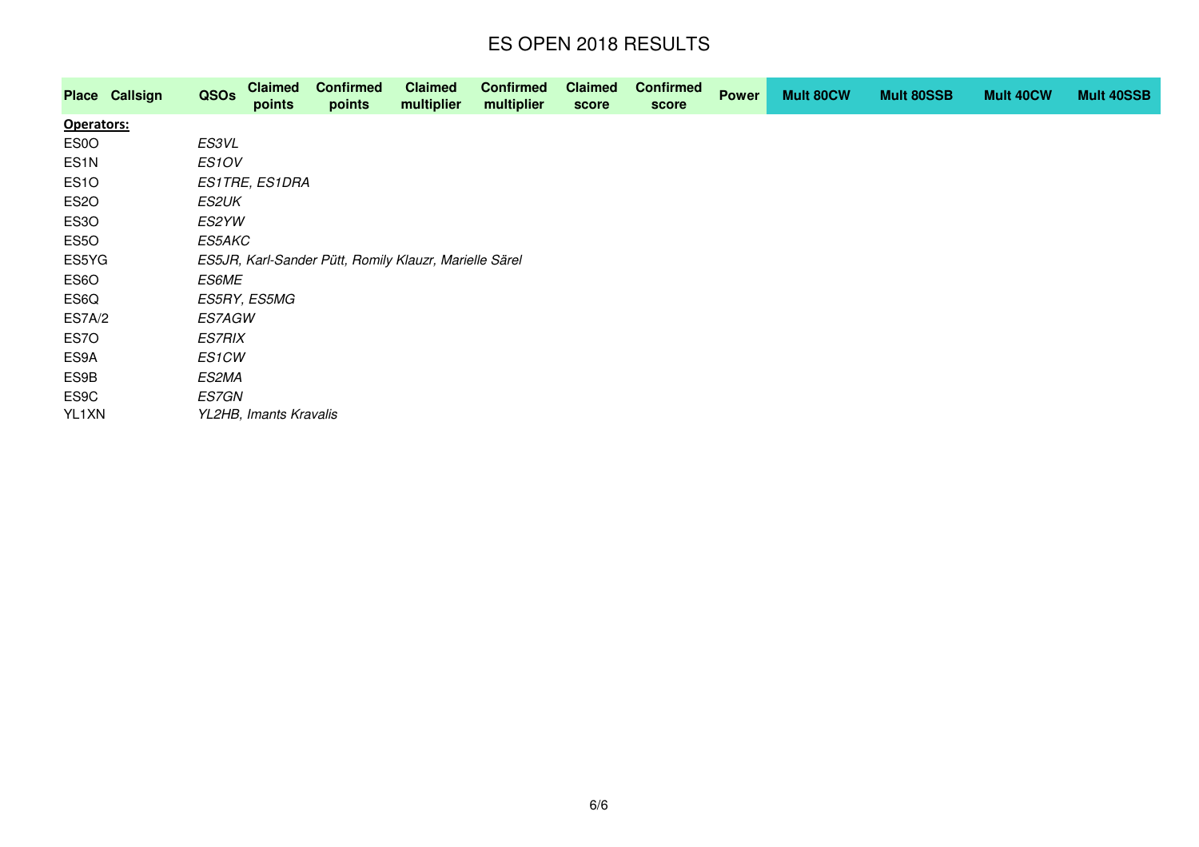# ES OPEN 2018 RESULTS

| Place | Callsign | QSOs | Claimed points | Confirmed points | Claimed multiplier | Confirmed multiplier | Claimed score | Confirmed score | Power | Mult 80CW | Mult 80SSB | Mult 40CW | Mult 40SSB |
|---|---|---|---|---|---|---|---|---|---|---|---|---|---|

**Operators:**

| | |
|---|---|
| ES0O | *ES3VL* |
| ES1N | *ES1OV* |
| ES1O | *ES1TRE, ES1DRA* |
| ES2O | *ES2UK* |
| ES3O | *ES2YW* |
| ES5O | *ES5AKC* |
| ES5YG | *ES5JR, Karl-Sander Pütt, Romily Klauzr, Marielle Särel* |
| ES6O | *ES6ME* |
| ES6Q | *ES5RY, ES5MG* |
| ES7A/2 | *ES7AGW* |
| ES7O | *ES7RIX* |
| ES9A | *ES1CW* |
| ES9B | *ES2MA* |
| ES9C | *ES7GN* |
| YL1XN | *YL2HB, Imants Kravalis* |